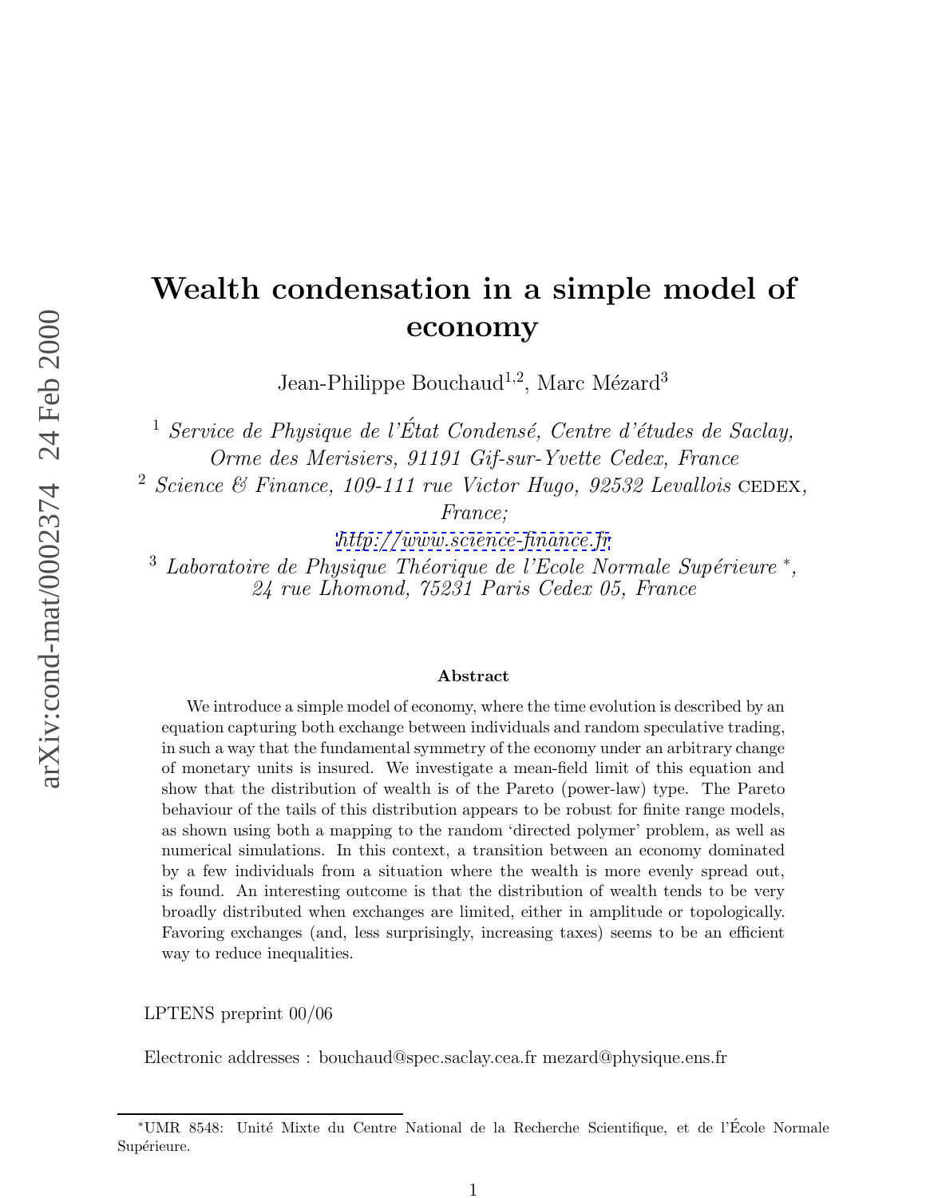# Wealth condensation in a simple model of economy

Jean-Philippe Bouchaud[1,2], Marc Mézard[3]

[1] *Service de Physique de l'État Condensé, Centre d'études de Saclay, Orme des Merisiers, 91191 Gif-sur-Yvette Cedex, France*

[2] *Science & Finance, 109-111 rue Victor Hugo, 92532 Levallois* CEDEX, *France;*
*http://www.science-finance.fr*

[3] *Laboratoire de Physique Théorique de l'Ecole Normale Supérieure* [*], *24 rue Lhomond, 75231 Paris Cedex 05, France*

### Abstract

We introduce a simple model of economy, where the time evolution is described by an equation capturing both exchange between individuals and random speculative trading, in such a way that the fundamental symmetry of the economy under an arbitrary change of monetary units is insured. We investigate a mean-field limit of this equation and show that the distribution of wealth is of the Pareto (power-law) type. The Pareto behaviour of the tails of this distribution appears to be robust for finite range models, as shown using both a mapping to the random 'directed polymer' problem, as well as numerical simulations. In this context, a transition between an economy dominated by a few individuals from a situation where the wealth is more evenly spread out, is found. An interesting outcome is that the distribution of wealth tends to be very broadly distributed when exchanges are limited, either in amplitude or topologically. Favoring exchanges (and, less surprisingly, increasing taxes) seems to be an efficient way to reduce inequalities.

LPTENS preprint 00/06

Electronic addresses : bouchaud@spec.saclay.cea.fr mezard@physique.ens.fr

[*] UMR 8548: Unité Mixte du Centre National de la Recherche Scientifique, et de l'École Normale Supérieure.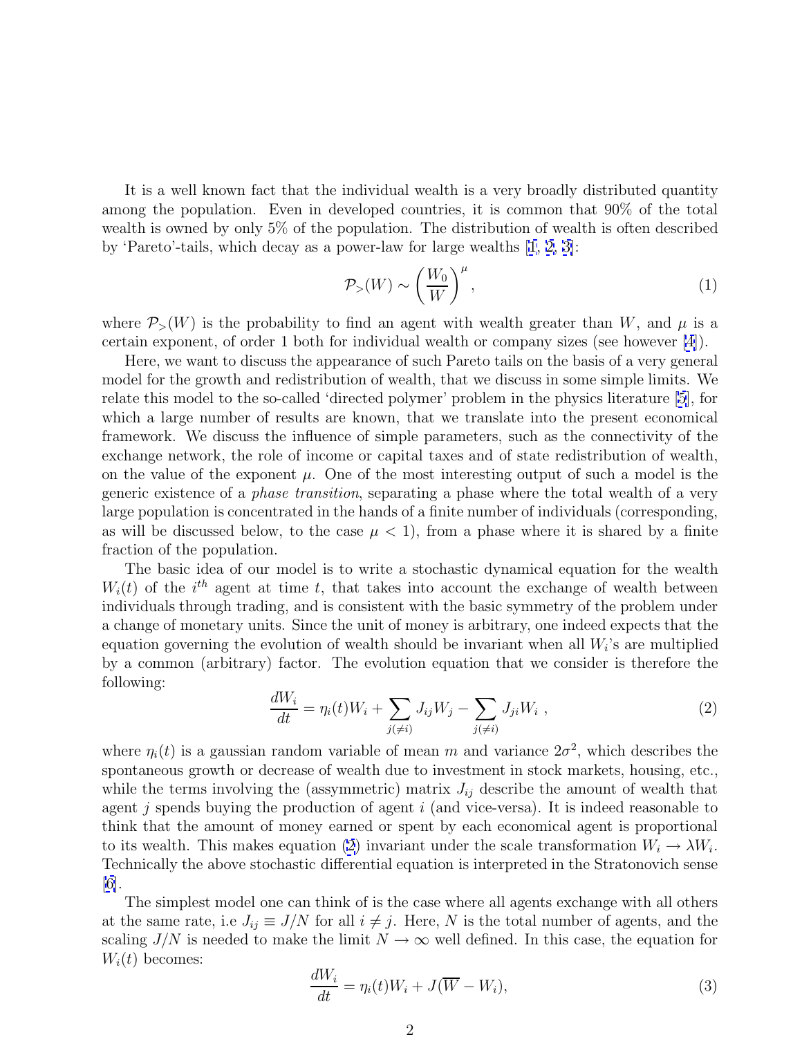It is a well known fact that the individual wealth is a very broadly distributed quantity among the population. Even in developed countries, it is common that 90% of the total wealth is owned by only 5% of the population. The distribution of wealth is often described by 'Pareto'-tails, which decay as a power-law for large wealths [1, 2, 3]:

$$\mathcal{P}_>(W) \sim \left(\frac{W_0}{W}\right)^\mu, \tag{1}$$

where $\mathcal{P}_>(W)$ is the probability to find an agent with wealth greater than $W$, and $\mu$ is a certain exponent, of order 1 both for individual wealth or company sizes (see however [4]).

Here, we want to discuss the appearance of such Pareto tails on the basis of a very general model for the growth and redistribution of wealth, that we discuss in some simple limits. We relate this model to the so-called 'directed polymer' problem in the physics literature [5], for which a large number of results are known, that we translate into the present economical framework. We discuss the influence of simple parameters, such as the connectivity of the exchange network, the role of income or capital taxes and of state redistribution of wealth, on the value of the exponent $\mu$. One of the most interesting output of such a model is the generic existence of a *phase transition*, separating a phase where the total wealth of a very large population is concentrated in the hands of a finite number of individuals (corresponding, as will be discussed below, to the case $\mu < 1$), from a phase where it is shared by a finite fraction of the population.

The basic idea of our model is to write a stochastic dynamical equation for the wealth $W_i(t)$ of the $i^{th}$ agent at time $t$, that takes into account the exchange of wealth between individuals through trading, and is consistent with the basic symmetry of the problem under a change of monetary units. Since the unit of money is arbitrary, one indeed expects that the equation governing the evolution of wealth should be invariant when all $W_i$'s are multiplied by a common (arbitrary) factor. The evolution equation that we consider is therefore the following:

$$\frac{dW_i}{dt} = \eta_i(t)W_i + \sum_{j(\neq i)} J_{ij}W_j - \sum_{j(\neq i)} J_{ji}W_i\ , \tag{2}$$

where $\eta_i(t)$ is a gaussian random variable of mean $m$ and variance $2\sigma^2$, which describes the spontaneous growth or decrease of wealth due to investment in stock markets, housing, etc., while the terms involving the (assymmetric) matrix $J_{ij}$ describe the amount of wealth that agent $j$ spends buying the production of agent $i$ (and vice-versa). It is indeed reasonable to think that the amount of money earned or spent by each economical agent is proportional to its wealth. This makes equation (2) invariant under the scale transformation $W_i \to \lambda W_i$. Technically the above stochastic differential equation is interpreted in the Stratonovich sense [6].

The simplest model one can think of is the case where all agents exchange with all others at the same rate, i.e $J_{ij} \equiv J/N$ for all $i \neq j$. Here, $N$ is the total number of agents, and the scaling $J/N$ is needed to make the limit $N \to \infty$ well defined. In this case, the equation for $W_i(t)$ becomes:

$$\frac{dW_i}{dt} = \eta_i(t)W_i + J(\overline{W} - W_i), \tag{3}$$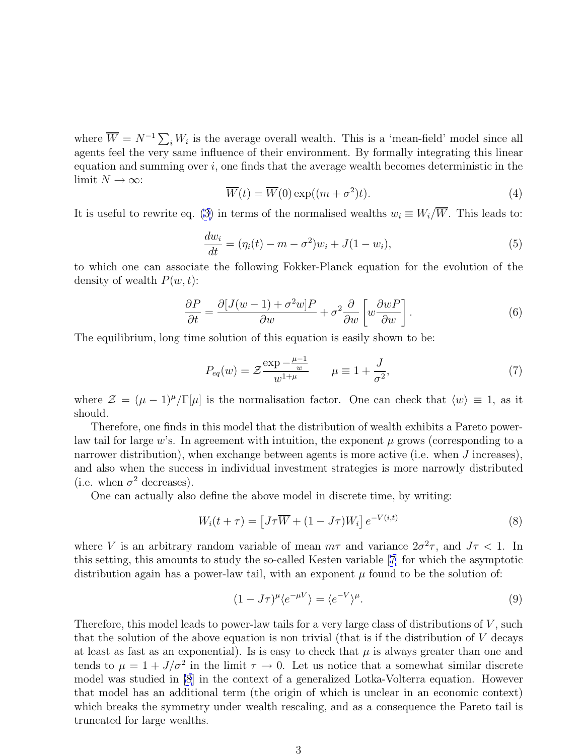where $\overline{W} = N^{-1} \sum_i W_i$ is the average overall wealth. This is a 'mean-field' model since all agents feel the very same influence of their environment. By formally integrating this linear equation and summing over $i$, one finds that the average wealth becomes deterministic in the limit $N \to \infty$:

$$\overline{W}(t) = \overline{W}(0) \exp((m + \sigma^2)t). \tag{4}$$

It is useful to rewrite eq. (3) in terms of the normalised wealths $w_i \equiv W_i/\overline{W}$. This leads to:

$$\frac{dw_i}{dt} = (\eta_i(t) - m - \sigma^2)w_i + J(1 - w_i), \tag{5}$$

to which one can associate the following Fokker-Planck equation for the evolution of the density of wealth $P(w,t)$:

$$\frac{\partial P}{\partial t} = \frac{\partial [J(w-1) + \sigma^2 w]P}{\partial w} + \sigma^2 \frac{\partial}{\partial w}\left[w \frac{\partial wP}{\partial w}\right]. \tag{6}$$

The equilibrium, long time solution of this equation is easily shown to be:

$$P_{eq}(w) = \mathcal{Z} \frac{\exp -\frac{\mu-1}{w}}{w^{1+\mu}} \qquad \mu \equiv 1 + \frac{J}{\sigma^2}, \tag{7}$$

where $\mathcal{Z} = (\mu-1)^\mu/\Gamma[\mu]$ is the normalisation factor. One can check that $\langle w \rangle \equiv 1$, as it should.

Therefore, one finds in this model that the distribution of wealth exhibits a Pareto power-law tail for large $w$'s. In agreement with intuition, the exponent $\mu$ grows (corresponding to a narrower distribution), when exchange between agents is more active (i.e. when $J$ increases), and also when the success in individual investment strategies is more narrowly distributed (i.e. when $\sigma^2$ decreases).

One can actually also define the above model in discrete time, by writing:

$$W_i(t+\tau) = \left[J\tau\overline{W} + (1 - J\tau)W_i\right] e^{-V(i,t)} \tag{8}$$

where $V$ is an arbitrary random variable of mean $m\tau$ and variance $2\sigma^2\tau$, and $J\tau < 1$. In this setting, this amounts to study the so-called Kesten variable [7] for which the asymptotic distribution again has a power-law tail, with an exponent $\mu$ found to be the solution of:

$$(1 - J\tau)^\mu \langle e^{-\mu V}\rangle = \langle e^{-V}\rangle^\mu. \tag{9}$$

Therefore, this model leads to power-law tails for a very large class of distributions of $V$, such that the solution of the above equation is non trivial (that is if the distribution of $V$ decays at least as fast as an exponential). Is is easy to check that $\mu$ is always greater than one and tends to $\mu = 1 + J/\sigma^2$ in the limit $\tau \to 0$. Let us notice that a somewhat similar discrete model was studied in [8] in the context of a generalized Lotka-Volterra equation. However that model has an additional term (the origin of which is unclear in an economic context) which breaks the symmetry under wealth rescaling, and as a consequence the Pareto tail is truncated for large wealths.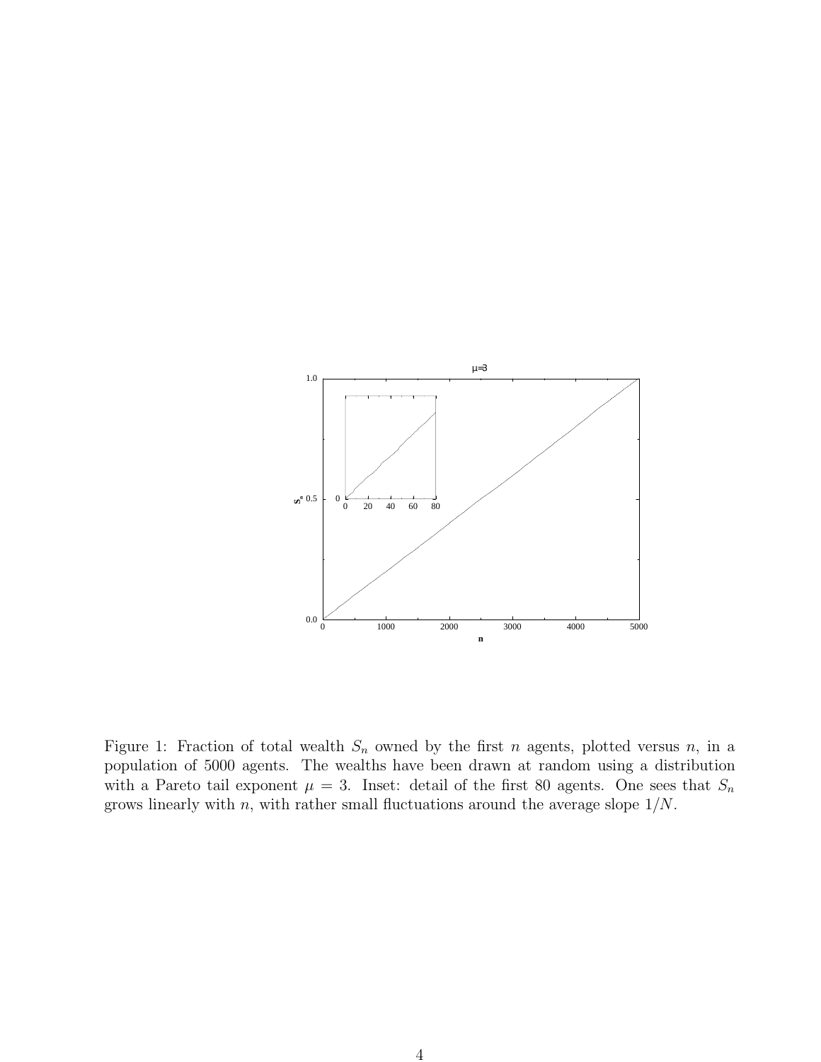Figure 1: Fraction of total wealth $S_n$ owned by the first $n$ agents, plotted versus $n$, in a population of 5000 agents. The wealths have been drawn at random using a distribution with a Pareto tail exponent $\mu = 3$. Inset: detail of the first 80 agents. One sees that $S_n$ grows linearly with $n$, with rather small fluctuations around the average slope $1/N$.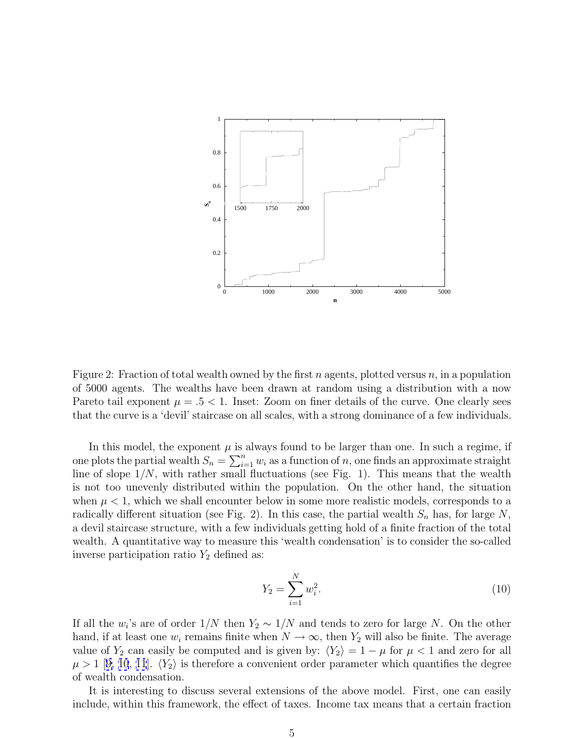Figure 2: Fraction of total wealth owned by the first $n$ agents, plotted versus $n$, in a population of 5000 agents. The wealths have been drawn at random using a distribution with a now Pareto tail exponent $\mu = .5 < 1$. Inset: Zoom on finer details of the curve. One clearly sees that the curve is a 'devil' staircase on all scales, with a strong dominance of a few individuals.

In this model, the exponent $\mu$ is always found to be larger than one. In such a regime, if one plots the partial wealth $S_n = \sum_{i=1}^{n} w_i$ as a function of $n$, one finds an approximate straight line of slope $1/N$, with rather small fluctuations (see Fig. 1). This means that the wealth is not too unevenly distributed within the population. On the other hand, the situation when $\mu < 1$, which we shall encounter below in some more realistic models, corresponds to a radically different situation (see Fig. 2). In this case, the partial wealth $S_n$ has, for large $N$, a devil staircase structure, with a few individuals getting hold of a finite fraction of the total wealth. A quantitative way to measure this 'wealth condensation' is to consider the so-called inverse participation ratio $Y_2$ defined as:

$$Y_2 = \sum_{i=1}^{N} w_i^2. \tag{10}$$

If all the $w_i$'s are of order $1/N$ then $Y_2 \sim 1/N$ and tends to zero for large $N$. On the other hand, if at least one $w_i$ remains finite when $N \to \infty$, then $Y_2$ will also be finite. The average value of $Y_2$ can easily be computed and is given by: $\langle Y_2 \rangle = 1 - \mu$ for $\mu < 1$ and zero for all $\mu > 1$ [9, 10, 11]. $\langle Y_2 \rangle$ is therefore a convenient order parameter which quantifies the degree of wealth condensation.

It is interesting to discuss several extensions of the above model. First, one can easily include, within this framework, the effect of taxes. Income tax means that a certain fraction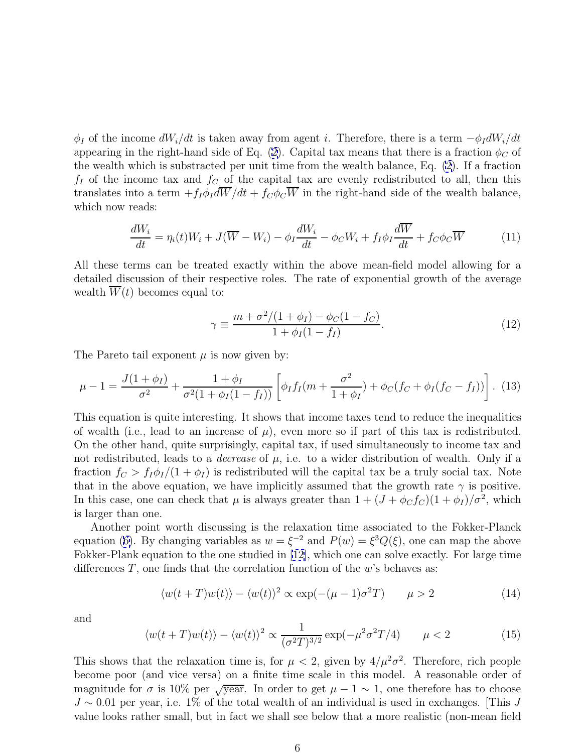$\phi_I$ of the income $dW_i/dt$ is taken away from agent $i$. Therefore, there is a term $-\phi_I dW_i/dt$ appearing in the right-hand side of Eq. (2). Capital tax means that there is a fraction $\phi_C$ of the wealth which is substracted per unit time from the wealth balance, Eq. (2). If a fraction $f_I$ of the income tax and $f_C$ of the capital tax are evenly redistributed to all, then this translates into a term $+f_I\phi_I d\overline{W}/dt + f_C\phi_C\overline{W}$ in the right-hand side of the wealth balance, which now reads:

$$\frac{dW_i}{dt} = \eta_i(t)W_i + J(\overline{W} - W_i) - \phi_I\frac{dW_i}{dt} - \phi_C W_i + f_I\phi_I\frac{d\overline{W}}{dt} + f_C\phi_C\overline{W} \tag{11}$$

All these terms can be treated exactly within the above mean-field model allowing for a detailed discussion of their respective roles. The rate of exponential growth of the average wealth $\overline{W}(t)$ becomes equal to:

$$\gamma \equiv \frac{m + \sigma^2/(1+\phi_I) - \phi_C(1-f_C)}{1+\phi_I(1-f_I)}. \tag{12}$$

The Pareto tail exponent $\mu$ is now given by:

$$\mu - 1 = \frac{J(1+\phi_I)}{\sigma^2} + \frac{1+\phi_I}{\sigma^2(1+\phi_I(1-f_I))}\left[\phi_I f_I(m + \frac{\sigma^2}{1+\phi_I}) + \phi_C(f_C + \phi_I(f_C - f_I))\right]. \tag{13}$$

This equation is quite interesting. It shows that income taxes tend to reduce the inequalities of wealth (i.e., lead to an increase of $\mu$), even more so if part of this tax is redistributed. On the other hand, quite surprisingly, capital tax, if used simultaneously to income tax and not redistributed, leads to a *decrease* of $\mu$, i.e. to a wider distribution of wealth. Only if a fraction $f_C > f_I\phi_I/(1+\phi_I)$ is redistributed will the capital tax be a truly social tax. Note that in the above equation, we have implicitly assumed that the growth rate $\gamma$ is positive. In this case, one can check that $\mu$ is always greater than $1 + (J + \phi_C f_C)(1+\phi_I)/\sigma^2$, which is larger than one.

Another point worth discussing is the relaxation time associated to the Fokker-Planck equation (6). By changing variables as $w = \xi^{-2}$ and $P(w) = \xi^3 Q(\xi)$, one can map the above Fokker-Plank equation to the one studied in [12], which one can solve exactly. For large time differences $T$, one finds that the correlation function of the $w$'s behaves as:

$$\langle w(t+T)w(t)\rangle - \langle w(t)\rangle^2 \propto \exp(-(\mu-1)\sigma^2 T) \qquad \mu > 2 \tag{14}$$

and

$$\langle w(t+T)w(t)\rangle - \langle w(t)\rangle^2 \propto \frac{1}{(\sigma^2 T)^{3/2}}\exp(-\mu^2\sigma^2 T/4) \qquad \mu < 2 \tag{15}$$

This shows that the relaxation time is, for $\mu < 2$, given by $4/\mu^2\sigma^2$. Therefore, rich people become poor (and vice versa) on a finite time scale in this model. A reasonable order of magnitude for $\sigma$ is 10% per $\sqrt{\text{year}}$. In order to get $\mu - 1 \sim 1$, one therefore has to choose $J \sim 0.01$ per year, i.e. 1% of the total wealth of an individual is used in exchanges. [This $J$ value looks rather small, but in fact we shall see below that a more realistic (non-mean field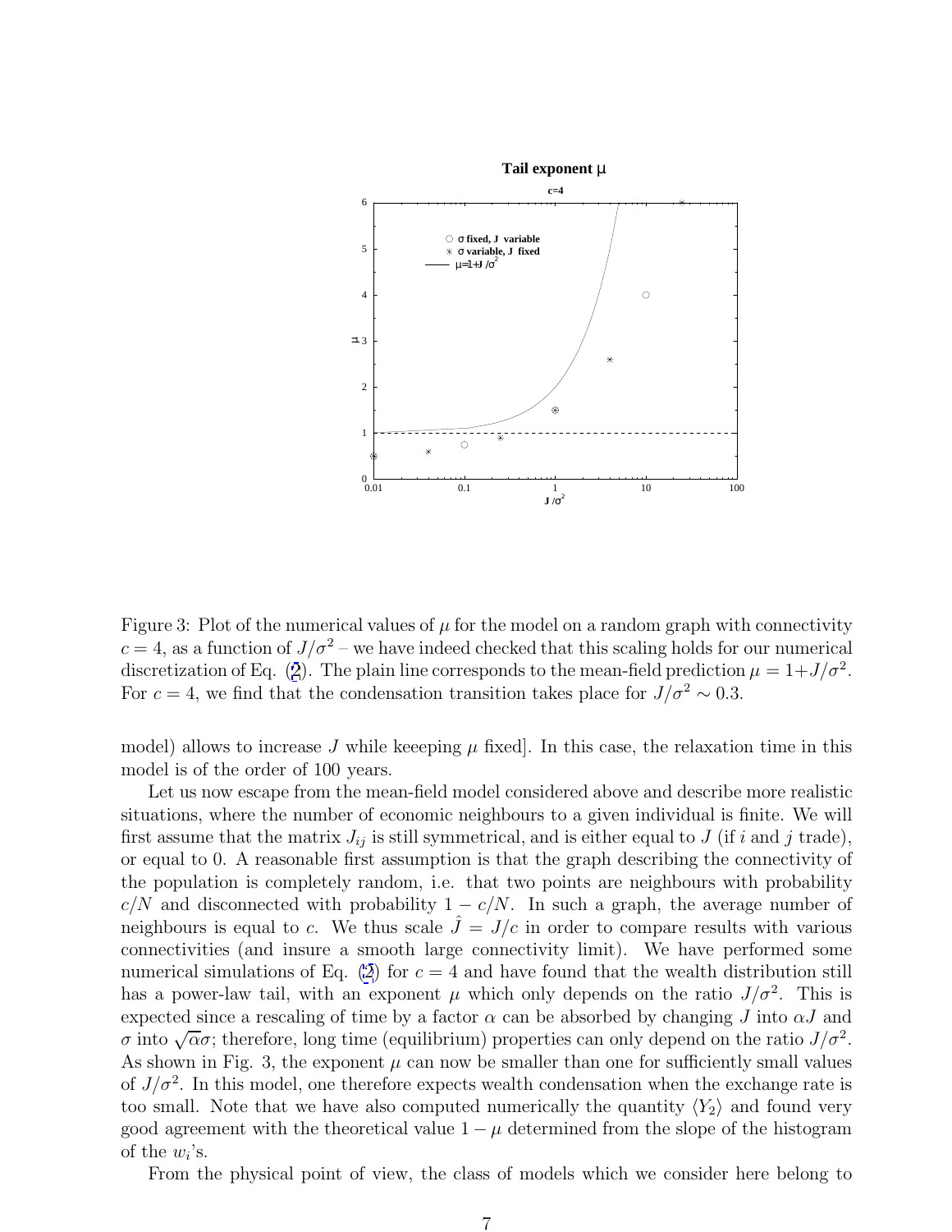Figure 3: Plot of the numerical values of $\mu$ for the model on a random graph with connectivity $c = 4$, as a function of $J/\sigma^2$ – we have indeed checked that this scaling holds for our numerical discretization of Eq. (2). The plain line corresponds to the mean-field prediction $\mu = 1 + J/\sigma^2$. For $c = 4$, we find that the condensation transition takes place for $J/\sigma^2 \sim 0.3$.

model) allows to increase $J$ while keeeping $\mu$ fixed]. In this case, the relaxation time in this model is of the order of 100 years.

Let us now escape from the mean-field model considered above and describe more realistic situations, where the number of economic neighbours to a given individual is finite. We will first assume that the matrix $J_{ij}$ is still symmetrical, and is either equal to $J$ (if $i$ and $j$ trade), or equal to 0. A reasonable first assumption is that the graph describing the connectivity of the population is completely random, i.e. that two points are neighbours with probability $c/N$ and disconnected with probability $1 - c/N$. In such a graph, the average number of neighbours is equal to $c$. We thus scale $\hat{J} = J/c$ in order to compare results with various connectivities (and insure a smooth large connectivity limit). We have performed some numerical simulations of Eq. (2) for $c = 4$ and have found that the wealth distribution still has a power-law tail, with an exponent $\mu$ which only depends on the ratio $J/\sigma^2$. This is expected since a rescaling of time by a factor $\alpha$ can be absorbed by changing $J$ into $\alpha J$ and $\sigma$ into $\sqrt{\alpha}\sigma$; therefore, long time (equilibrium) properties can only depend on the ratio $J/\sigma^2$. As shown in Fig. 3, the exponent $\mu$ can now be smaller than one for sufficiently small values of $J/\sigma^2$. In this model, one therefore expects wealth condensation when the exchange rate is too small. Note that we have also computed numerically the quantity $\langle Y_2 \rangle$ and found very good agreement with the theoretical value $1 - \mu$ determined from the slope of the histogram of the $w_i$'s.

From the physical point of view, the class of models which we consider here belong to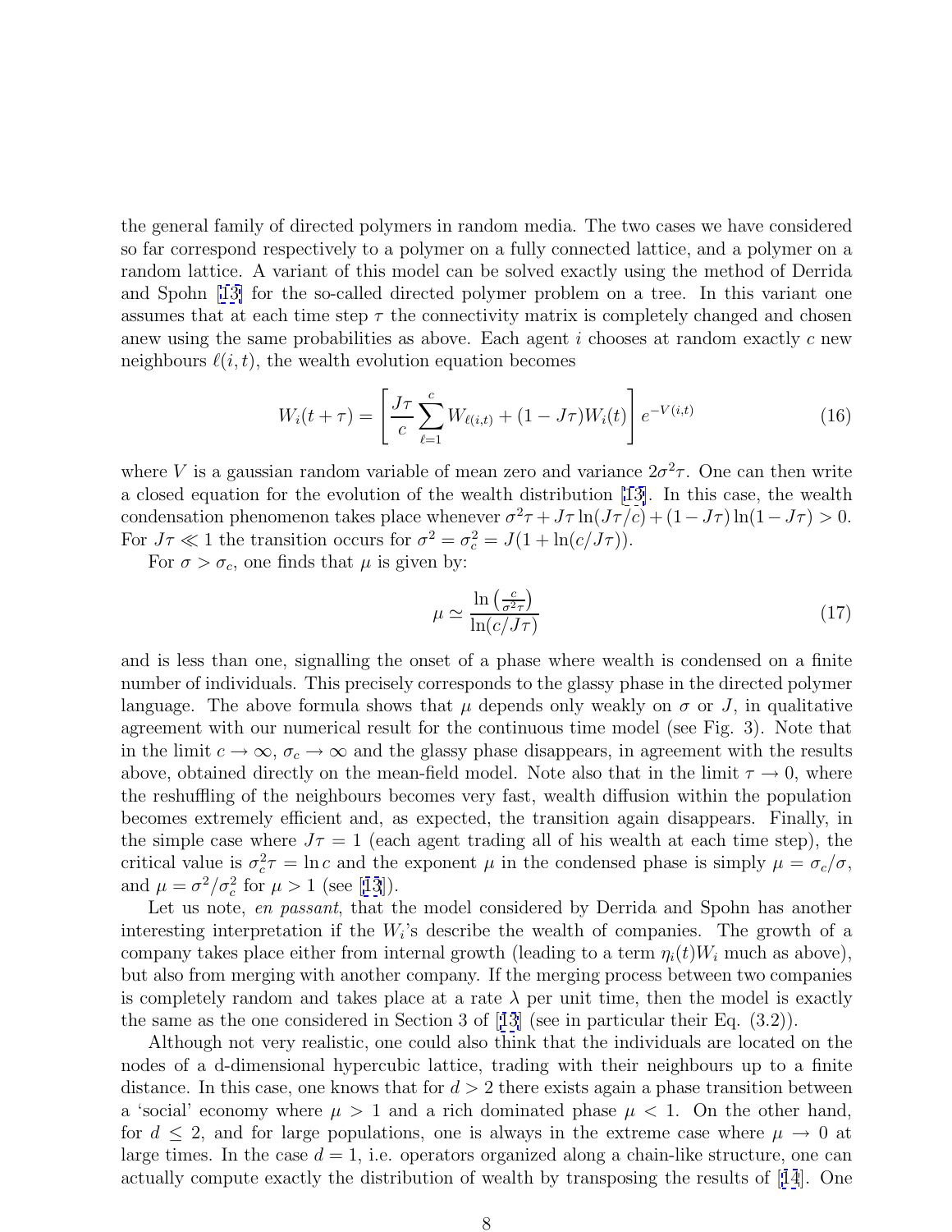the general family of directed polymers in random media. The two cases we have considered so far correspond respectively to a polymer on a fully connected lattice, and a polymer on a random lattice. A variant of this model can be solved exactly using the method of Derrida and Spohn [13] for the so-called directed polymer problem on a tree. In this variant one assumes that at each time step $\tau$ the connectivity matrix is completely changed and chosen anew using the same probabilities as above. Each agent $i$ chooses at random exactly $c$ new neighbours $\ell(i,t)$, the wealth evolution equation becomes

$$W_i(t+\tau) = \left[ \frac{J\tau}{c} \sum_{\ell=1}^{c} W_{\ell(i,t)} + (1-J\tau) W_i(t) \right] e^{-V(i,t)} \tag{16}$$

where $V$ is a gaussian random variable of mean zero and variance $2\sigma^2\tau$. One can then write a closed equation for the evolution of the wealth distribution [13]. In this case, the wealth condensation phenomenon takes place whenever $\sigma^2\tau + J\tau \ln(J\tau/c) + (1-J\tau)\ln(1-J\tau) > 0$. For $J\tau \ll 1$ the transition occurs for $\sigma^2 = \sigma_c^2 = J(1+\ln(c/J\tau))$.

For $\sigma > \sigma_c$, one finds that $\mu$ is given by:

$$\mu \simeq \frac{\ln\left(\frac{c}{\sigma^2\tau}\right)}{\ln(c/J\tau)} \tag{17}$$

and is less than one, signalling the onset of a phase where wealth is condensed on a finite number of individuals. This precisely corresponds to the glassy phase in the directed polymer language. The above formula shows that $\mu$ depends only weakly on $\sigma$ or $J$, in qualitative agreement with our numerical result for the continuous time model (see Fig. 3). Note that in the limit $c \to \infty$, $\sigma_c \to \infty$ and the glassy phase disappears, in agreement with the results above, obtained directly on the mean-field model. Note also that in the limit $\tau \to 0$, where the reshuffling of the neighbours becomes very fast, wealth diffusion within the population becomes extremely efficient and, as expected, the transition again disappears. Finally, in the simple case where $J\tau = 1$ (each agent trading all of his wealth at each time step), the critical value is $\sigma_c^2\tau = \ln c$ and the exponent $\mu$ in the condensed phase is simply $\mu = \sigma_c/\sigma$, and $\mu = \sigma^2/\sigma_c^2$ for $\mu > 1$ (see [13]).

Let us note, *en passant*, that the model considered by Derrida and Spohn has another interesting interpretation if the $W_i$'s describe the wealth of companies. The growth of a company takes place either from internal growth (leading to a term $\eta_i(t)W_i$ much as above), but also from merging with another company. If the merging process between two companies is completely random and takes place at a rate $\lambda$ per unit time, then the model is exactly the same as the one considered in Section 3 of [13] (see in particular their Eq. (3.2)).

Although not very realistic, one could also think that the individuals are located on the nodes of a d-dimensional hypercubic lattice, trading with their neighbours up to a finite distance. In this case, one knows that for $d > 2$ there exists again a phase transition between a 'social' economy where $\mu > 1$ and a rich dominated phase $\mu < 1$. On the other hand, for $d \leq 2$, and for large populations, one is always in the extreme case where $\mu \to 0$ at large times. In the case $d = 1$, i.e. operators organized along a chain-like structure, one can actually compute exactly the distribution of wealth by transposing the results of [14]. One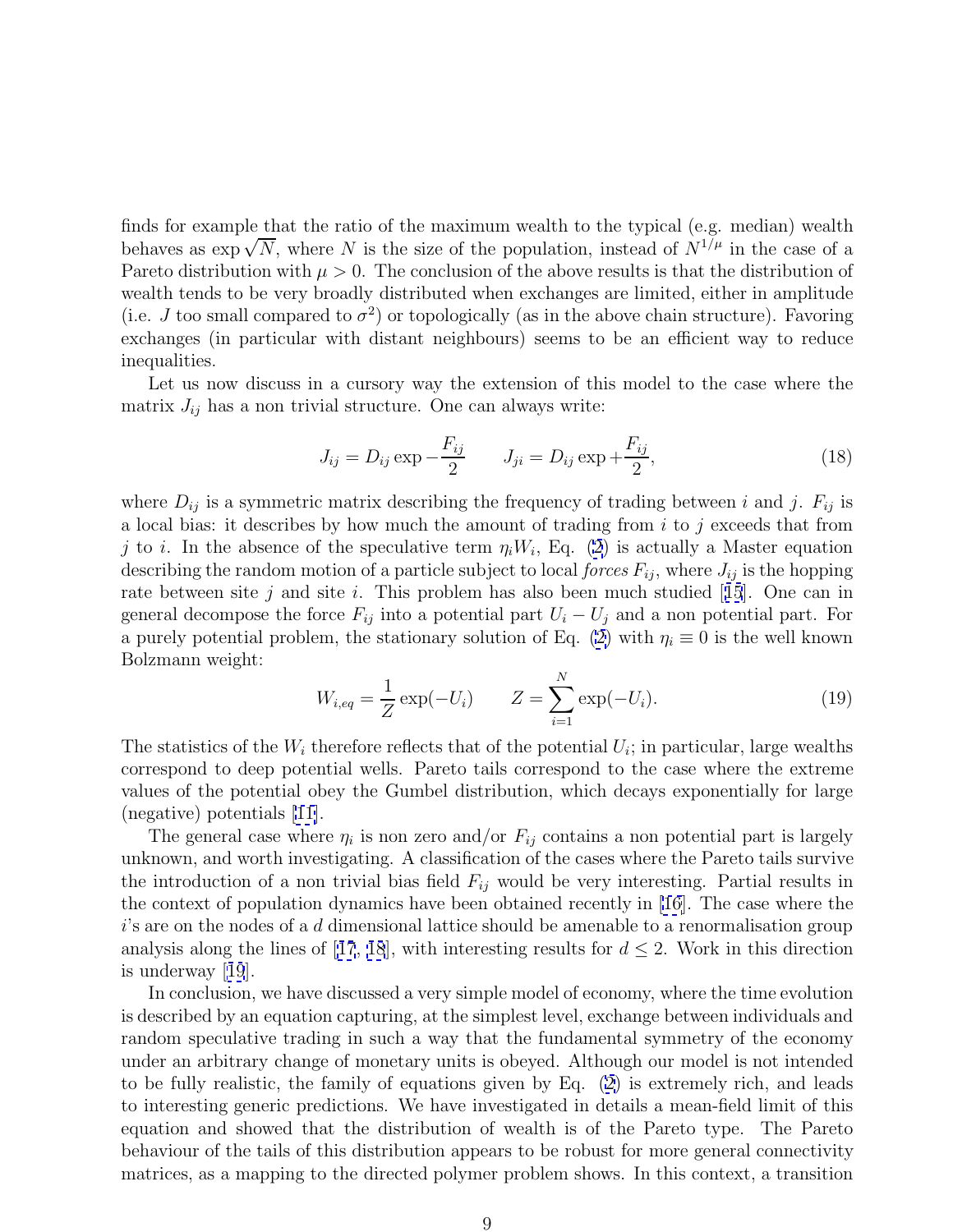finds for example that the ratio of the maximum wealth to the typical (e.g. median) wealth behaves as $\exp \sqrt{N}$, where $N$ is the size of the population, instead of $N^{1/\mu}$ in the case of a Pareto distribution with $\mu > 0$. The conclusion of the above results is that the distribution of wealth tends to be very broadly distributed when exchanges are limited, either in amplitude (i.e. $J$ too small compared to $\sigma^2$) or topologically (as in the above chain structure). Favoring exchanges (in particular with distant neighbours) seems to be an efficient way to reduce inequalities.

Let us now discuss in a cursory way the extension of this model to the case where the matrix $J_{ij}$ has a non trivial structure. One can always write:

$$J_{ij} = D_{ij} \exp -\frac{F_{ij}}{2} \qquad J_{ji} = D_{ij} \exp +\frac{F_{ij}}{2}, \tag{18}$$

where $D_{ij}$ is a symmetric matrix describing the frequency of trading between $i$ and $j$. $F_{ij}$ is a local bias: it describes by how much the amount of trading from $i$ to $j$ exceeds that from $j$ to $i$. In the absence of the speculative term $\eta_i W_i$, Eq. (2) is actually a Master equation describing the random motion of a particle subject to local *forces* $F_{ij}$, where $J_{ij}$ is the hopping rate between site $j$ and site $i$. This problem has also been much studied [15]. One can in general decompose the force $F_{ij}$ into a potential part $U_i - U_j$ and a non potential part. For a purely potential problem, the stationary solution of Eq. (2) with $\eta_i \equiv 0$ is the well known Bolzmann weight:

$$W_{i,eq} = \frac{1}{Z} \exp(-U_i) \qquad Z = \sum_{i=1}^{N} \exp(-U_i). \tag{19}$$

The statistics of the $W_i$ therefore reflects that of the potential $U_i$; in particular, large wealths correspond to deep potential wells. Pareto tails correspond to the case where the extreme values of the potential obey the Gumbel distribution, which decays exponentially for large (negative) potentials [11].

The general case where $\eta_i$ is non zero and/or $F_{ij}$ contains a non potential part is largely unknown, and worth investigating. A classification of the cases where the Pareto tails survive the introduction of a non trivial bias field $F_{ij}$ would be very interesting. Partial results in the context of population dynamics have been obtained recently in [16]. The case where the $i$'s are on the nodes of a $d$ dimensional lattice should be amenable to a renormalisation group analysis along the lines of [17, 18], with interesting results for $d \leq 2$. Work in this direction is underway [19].

In conclusion, we have discussed a very simple model of economy, where the time evolution is described by an equation capturing, at the simplest level, exchange between individuals and random speculative trading in such a way that the fundamental symmetry of the economy under an arbitrary change of monetary units is obeyed. Although our model is not intended to be fully realistic, the family of equations given by Eq. (2) is extremely rich, and leads to interesting generic predictions. We have investigated in details a mean-field limit of this equation and showed that the distribution of wealth is of the Pareto type. The Pareto behaviour of the tails of this distribution appears to be robust for more general connectivity matrices, as a mapping to the directed polymer problem shows. In this context, a transition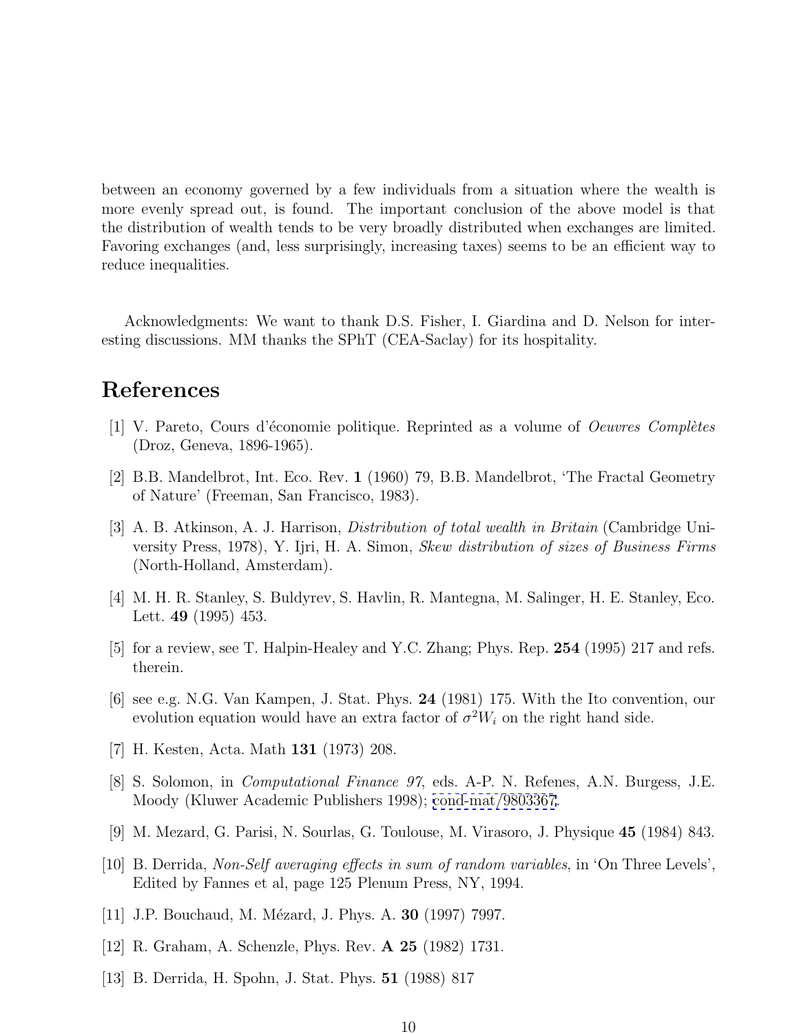between an economy governed by a few individuals from a situation where the wealth is more evenly spread out, is found. The important conclusion of the above model is that the distribution of wealth tends to be very broadly distributed when exchanges are limited. Favoring exchanges (and, less surprisingly, increasing taxes) seems to be an efficient way to reduce inequalities.

Acknowledgments: We want to thank D.S. Fisher, I. Giardina and D. Nelson for interesting discussions. MM thanks the SPhT (CEA-Saclay) for its hospitality.

# References

[1] V. Pareto, Cours d'économie politique. Reprinted as a volume of *Oeuvres Complètes* (Droz, Geneva, 1896-1965).

[2] B.B. Mandelbrot, Int. Eco. Rev. **1** (1960) 79, B.B. Mandelbrot, 'The Fractal Geometry of Nature' (Freeman, San Francisco, 1983).

[3] A. B. Atkinson, A. J. Harrison, *Distribution of total wealth in Britain* (Cambridge University Press, 1978), Y. Ijri, H. A. Simon, *Skew distribution of sizes of Business Firms* (North-Holland, Amsterdam).

[4] M. H. R. Stanley, S. Buldyrev, S. Havlin, R. Mantegna, M. Salinger, H. E. Stanley, Eco. Lett. **49** (1995) 453.

[5] for a review, see T. Halpin-Healey and Y.C. Zhang; Phys. Rep. **254** (1995) 217 and refs. therein.

[6] see e.g. N.G. Van Kampen, J. Stat. Phys. **24** (1981) 175. With the Ito convention, our evolution equation would have an extra factor of $\sigma^2 W_i$ on the right hand side.

[7] H. Kesten, Acta. Math **131** (1973) 208.

[8] S. Solomon, in *Computational Finance 97*, eds. A-P. N. Refenes, A.N. Burgess, J.E. Moody (Kluwer Academic Publishers 1998); cond-mat/9803367.

[9] M. Mezard, G. Parisi, N. Sourlas, G. Toulouse, M. Virasoro, J. Physique **45** (1984) 843.

[10] B. Derrida, *Non-Self averaging effects in sum of random variables*, in 'On Three Levels', Edited by Fannes et al, page 125 Plenum Press, NY, 1994.

[11] J.P. Bouchaud, M. Mézard, J. Phys. A. **30** (1997) 7997.

[12] R. Graham, A. Schenzle, Phys. Rev. **A 25** (1982) 1731.

[13] B. Derrida, H. Spohn, J. Stat. Phys. **51** (1988) 817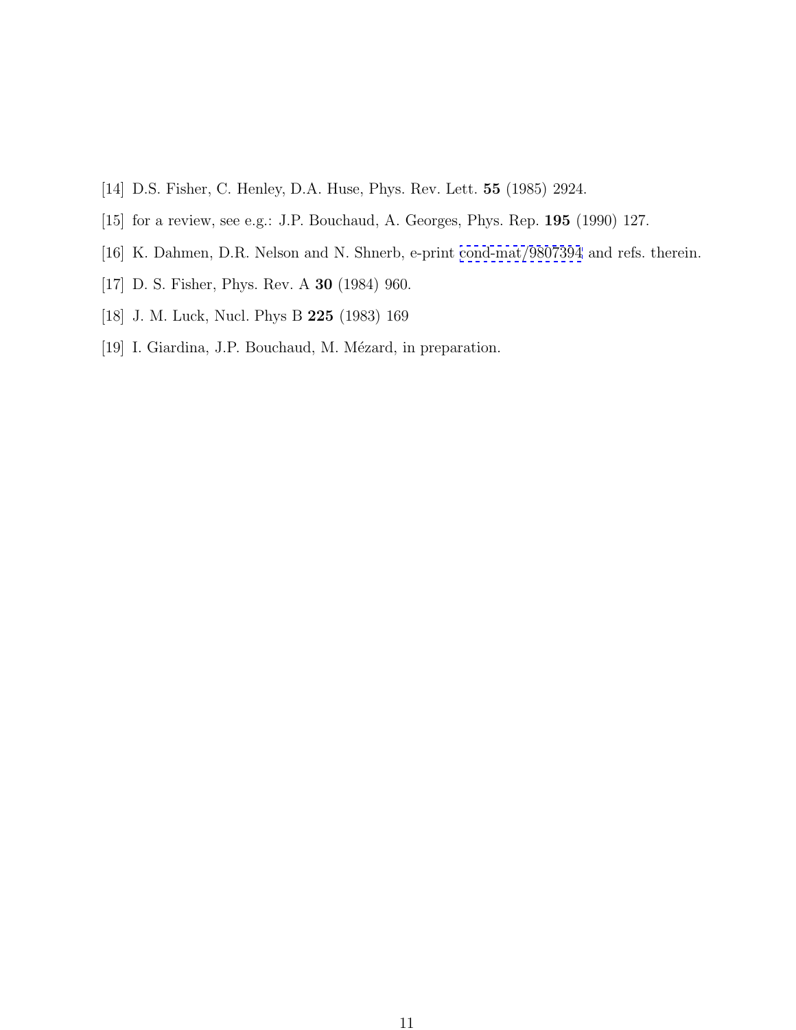[14] D.S. Fisher, C. Henley, D.A. Huse, Phys. Rev. Lett. **55** (1985) 2924.

[15] for a review, see e.g.: J.P. Bouchaud, A. Georges, Phys. Rep. **195** (1990) 127.

[16] K. Dahmen, D.R. Nelson and N. Shnerb, e-print cond-mat/9807394 and refs. therein.

[17] D. S. Fisher, Phys. Rev. A **30** (1984) 960.

[18] J. M. Luck, Nucl. Phys B **225** (1983) 169

[19] I. Giardina, J.P. Bouchaud, M. Mézard, in preparation.